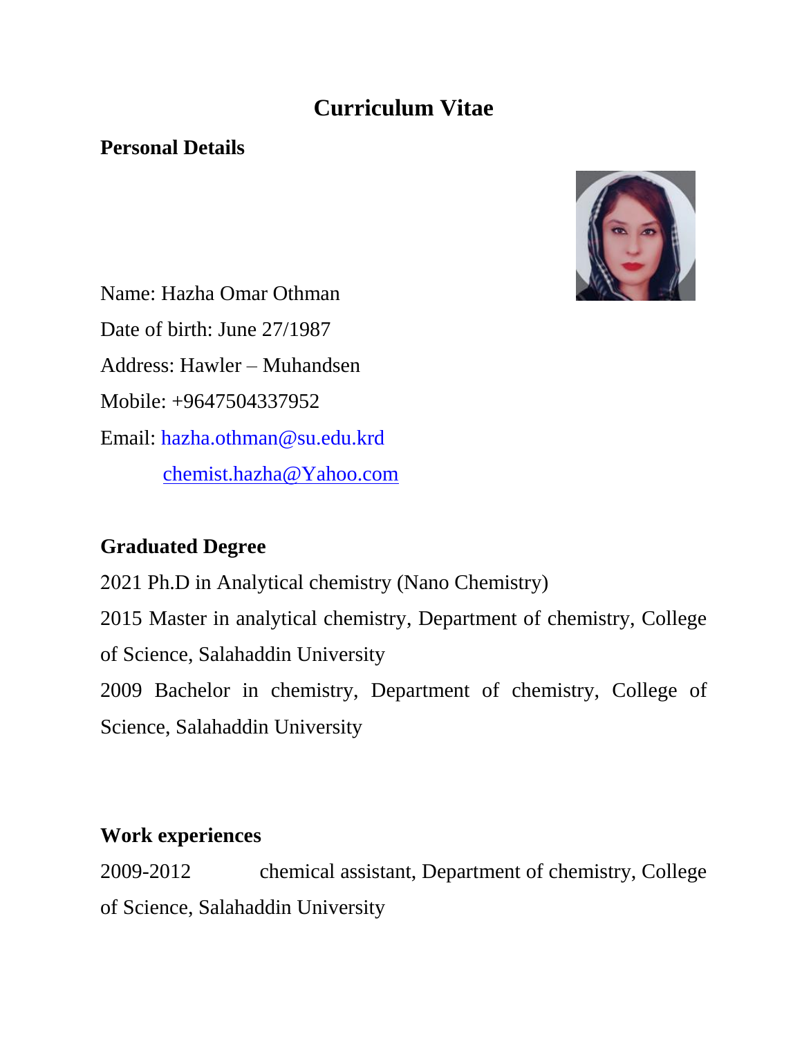# Curriculum Vitae

## Personal Details

Name: Hazha Omar Othman

Date of birth: June 27/1987

Address: Hawler – Muhandsen

Mobile: +9647504337952

Email: hazha.othman@su.edu.krd

chemist.hazha@Yahoo.com

## Graduated Degree

2021 Ph.D in Analytical chemistry (Nano Chemistry)

2015 Master in analytical chemistry, Department of chemistry, College of Science, Salahaddin University

2009 Bachelor in chemistry, Department of chemistry, College of Science, Salahaddin University

## Work experiences

2009-2012 chemical assistant, Department of chemistry, College of Science, Salahaddin University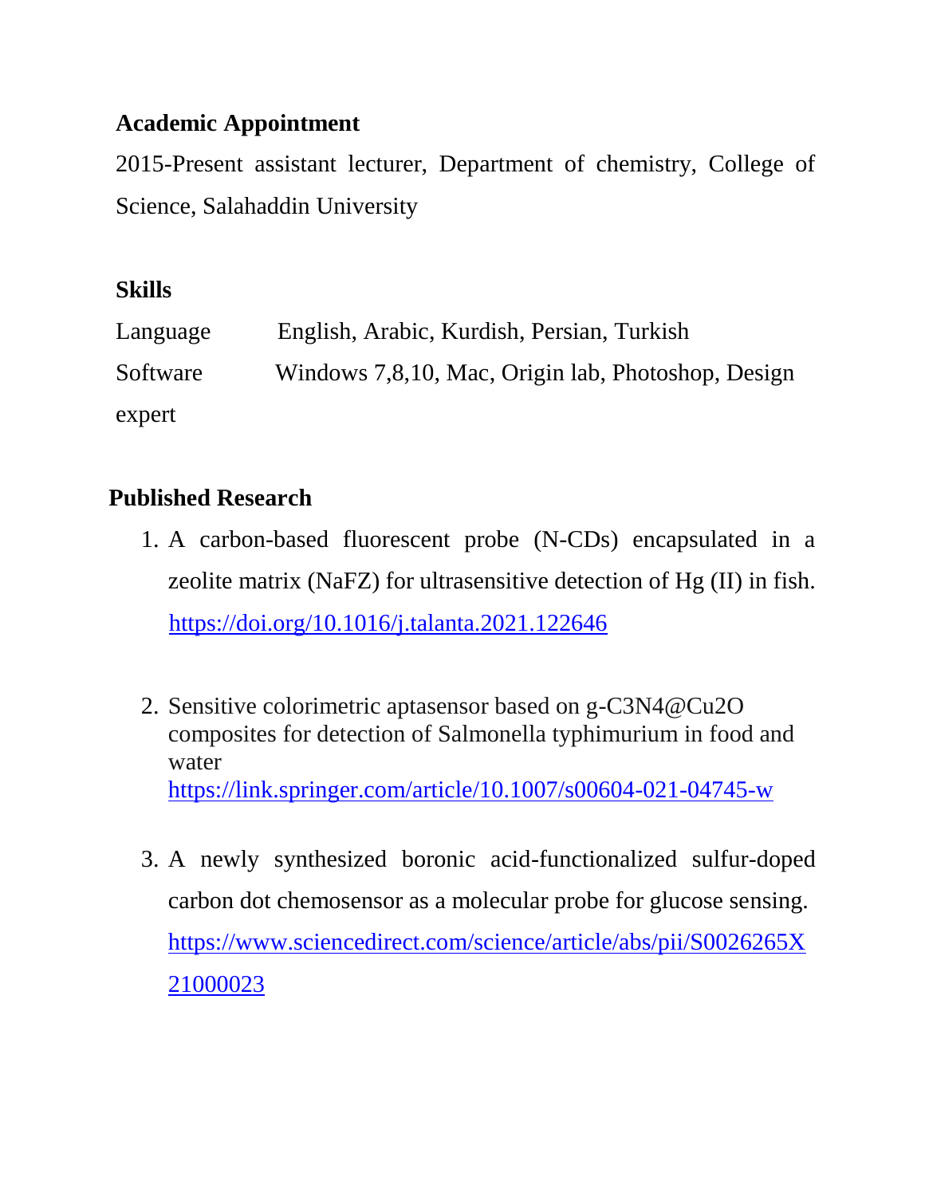**Academic Appointment**

2015-Present assistant lecturer, Department of chemistry, College of Science, Salahaddin University

**Skills**

Language English, Arabic, Kurdish, Persian, Turkish

Software Windows 7,8,10, Mac, Origin lab, Photoshop, Design expert

**Published Research**

1. A carbon-based fluorescent probe (N-CDs) encapsulated in a zeolite matrix (NaFZ) for ultrasensitive detection of Hg (II) in fish. https://doi.org/10.1016/j.talanta.2021.122646

2. Sensitive colorimetric aptasensor based on g-C3N4@Cu2O composites for detection of Salmonella typhimurium in food and water https://link.springer.com/article/10.1007/s00604-021-04745-w

3. A newly synthesized boronic acid-functionalized sulfur-doped carbon dot chemosensor as a molecular probe for glucose sensing. https://www.sciencedirect.com/science/article/abs/pii/S0026265X21000023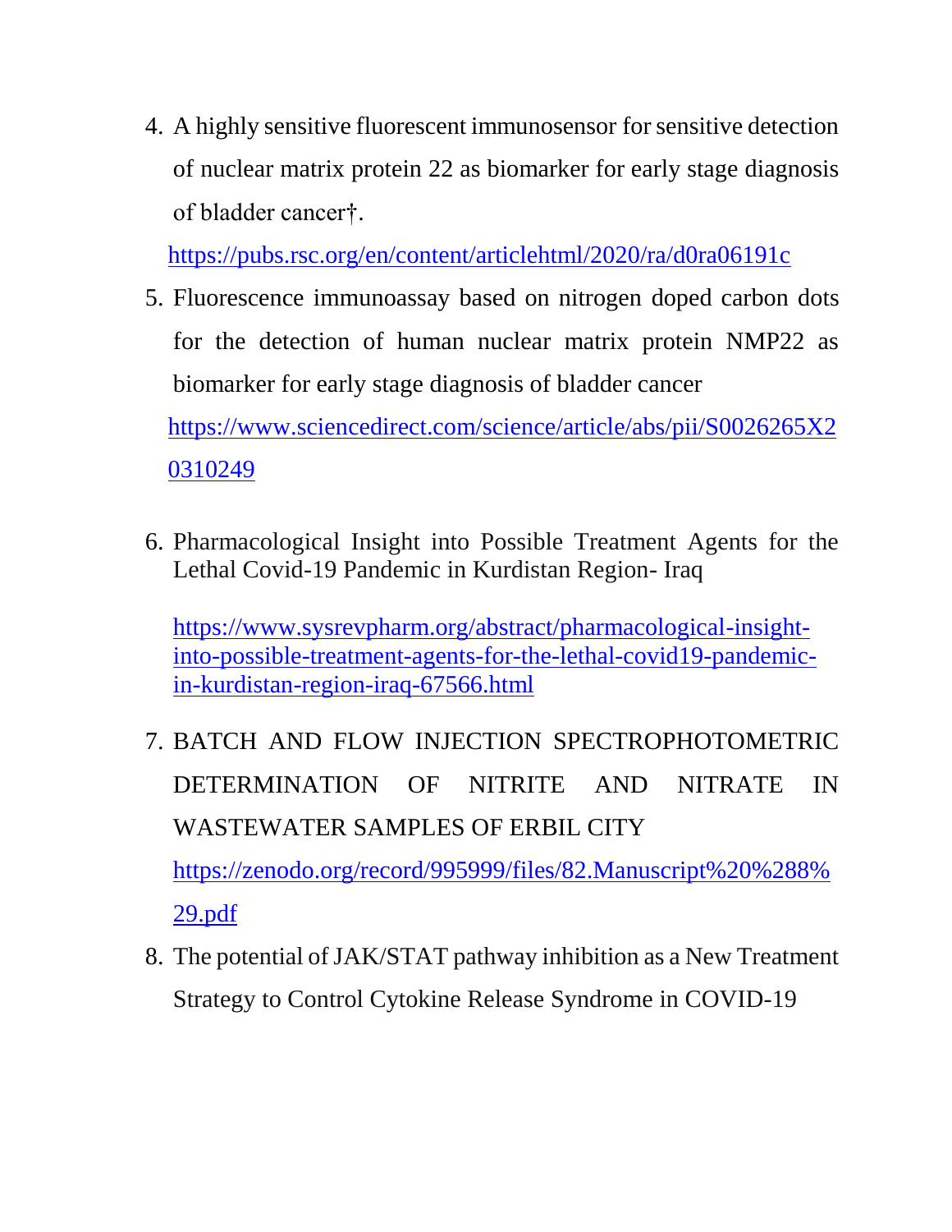4. A highly sensitive fluorescent immunosensor for sensitive detection of nuclear matrix protein 22 as biomarker for early stage diagnosis of bladder cancer†.

   https://pubs.rsc.org/en/content/articlehtml/2020/ra/d0ra06191c

5. Fluorescence immunoassay based on nitrogen doped carbon dots for the detection of human nuclear matrix protein NMP22 as biomarker for early stage diagnosis of bladder cancer

   https://www.sciencedirect.com/science/article/abs/pii/S0026265X20310249

6. Pharmacological Insight into Possible Treatment Agents for the Lethal Covid-19 Pandemic in Kurdistan Region- Iraq

   https://www.sysrevpharm.org/abstract/pharmacological-insight-into-possible-treatment-agents-for-the-lethal-covid19-pandemic-in-kurdistan-region-iraq-67566.html

7. BATCH AND FLOW INJECTION SPECTROPHOTOMETRIC DETERMINATION OF NITRITE AND NITRATE IN WASTEWATER SAMPLES OF ERBIL CITY

   https://zenodo.org/record/995999/files/82.Manuscript%20%288%29.pdf

8. The potential of JAK/STAT pathway inhibition as a New Treatment Strategy to Control Cytokine Release Syndrome in COVID-19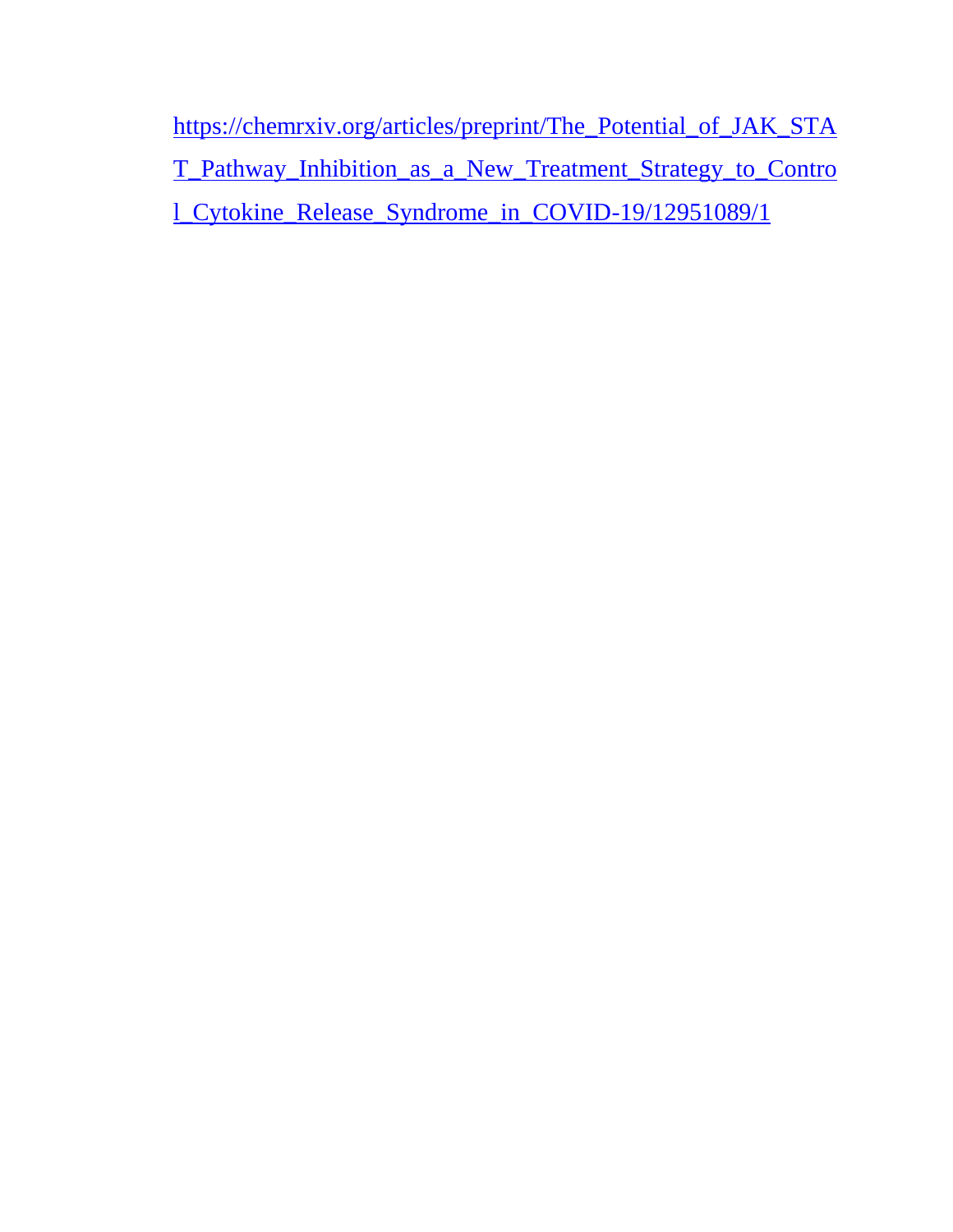https://chemrxiv.org/articles/preprint/The_Potential_of_JAK_STAT_Pathway_Inhibition_as_a_New_Treatment_Strategy_to_Control_Cytokine_Release_Syndrome_in_COVID-19/12951089/1